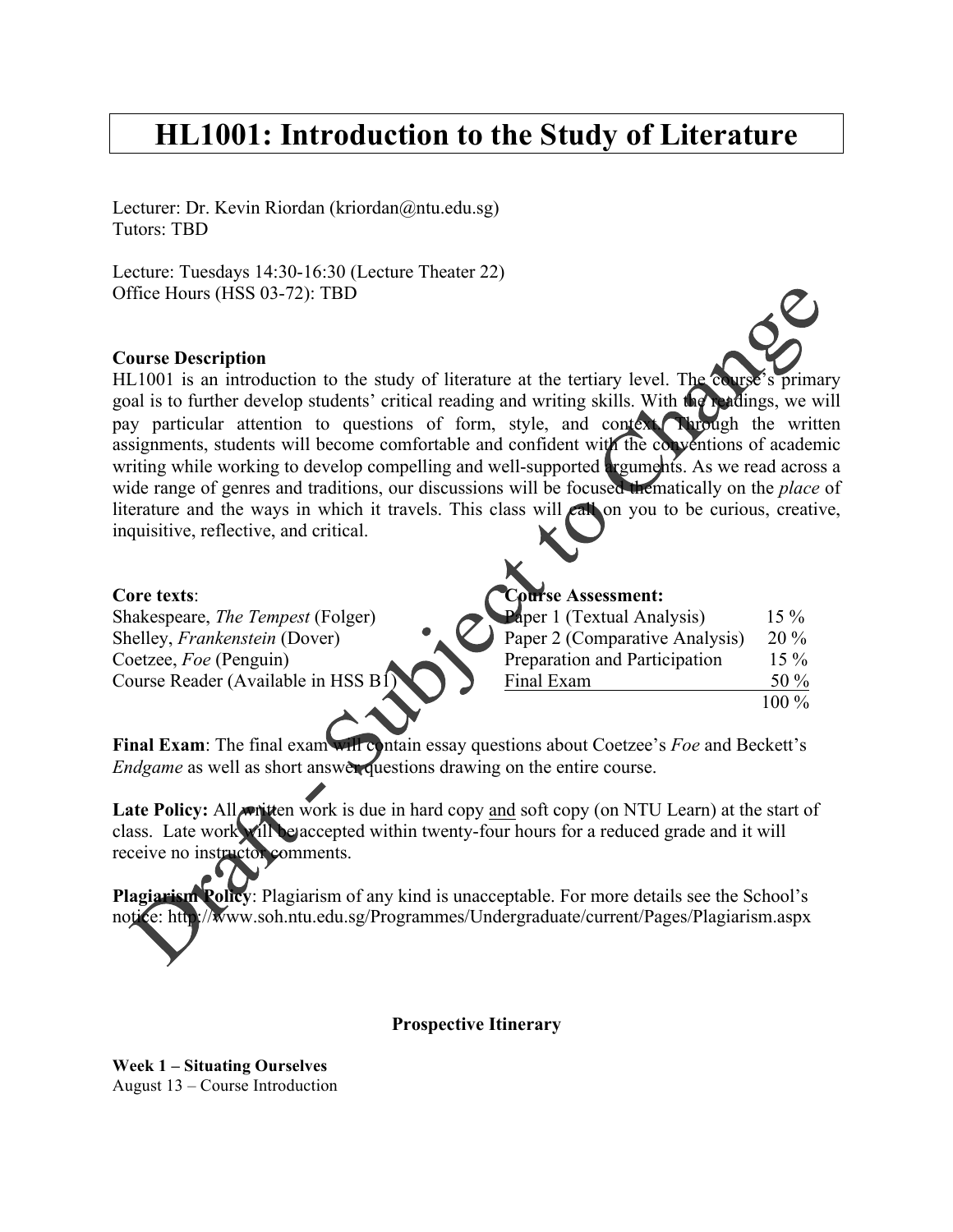# HL1001: Introduction to the Study of Literature

Lecturer: Dr. Kevin Riordan (kriordan@ntu.edu.sg)
Tutors: TBD

Lecture: Tuesdays 14:30-16:30 (Lecture Theater 22)
Office Hours (HSS 03-72): TBD

**Course Description**
HL1001 is an introduction to the study of literature at the tertiary level. The course's primary goal is to further develop students' critical reading and writing skills. With the readings, we will pay particular attention to questions of form, style, and context. Through the written assignments, students will become comfortable and confident with the conventions of academic writing while working to develop compelling and well-supported arguments. As we read across a wide range of genres and traditions, our discussions will be focused thematically on the *place* of literature and the ways in which it travels. This class will call on you to be curious, creative, inquisitive, reflective, and critical.

**Core texts**:
Shakespeare, *The Tempest* (Folger)
Shelley, *Frankenstein* (Dover)
Coetzee, *Foe* (Penguin)
Course Reader (Available in HSS B1)

**Course Assessment:**

| | |
|---|---|
| Paper 1 (Textual Analysis) | 15 % |
| Paper 2 (Comparative Analysis) | 20 % |
| Preparation and Participation | 15 % |
| Final Exam | 50 % |
| | 100 % |

**Final Exam**: The final exam will contain essay questions about Coetzee's *Foe* and Beckett's *Endgame* as well as short answer questions drawing on the entire course.

**Late Policy:** All written work is due in hard copy and soft copy (on NTU Learn) at the start of class. Late work will be accepted within twenty-four hours for a reduced grade and it will receive no instructor comments.

**Plagiarism Policy**: Plagiarism of any kind is unacceptable. For more details see the School's notice: http://www.soh.ntu.edu.sg/Programmes/Undergraduate/current/Pages/Plagiarism.aspx

Draft - Subject to Change

**Prospective Itinerary**

**Week 1 – Situating Ourselves**
August 13 – Course Introduction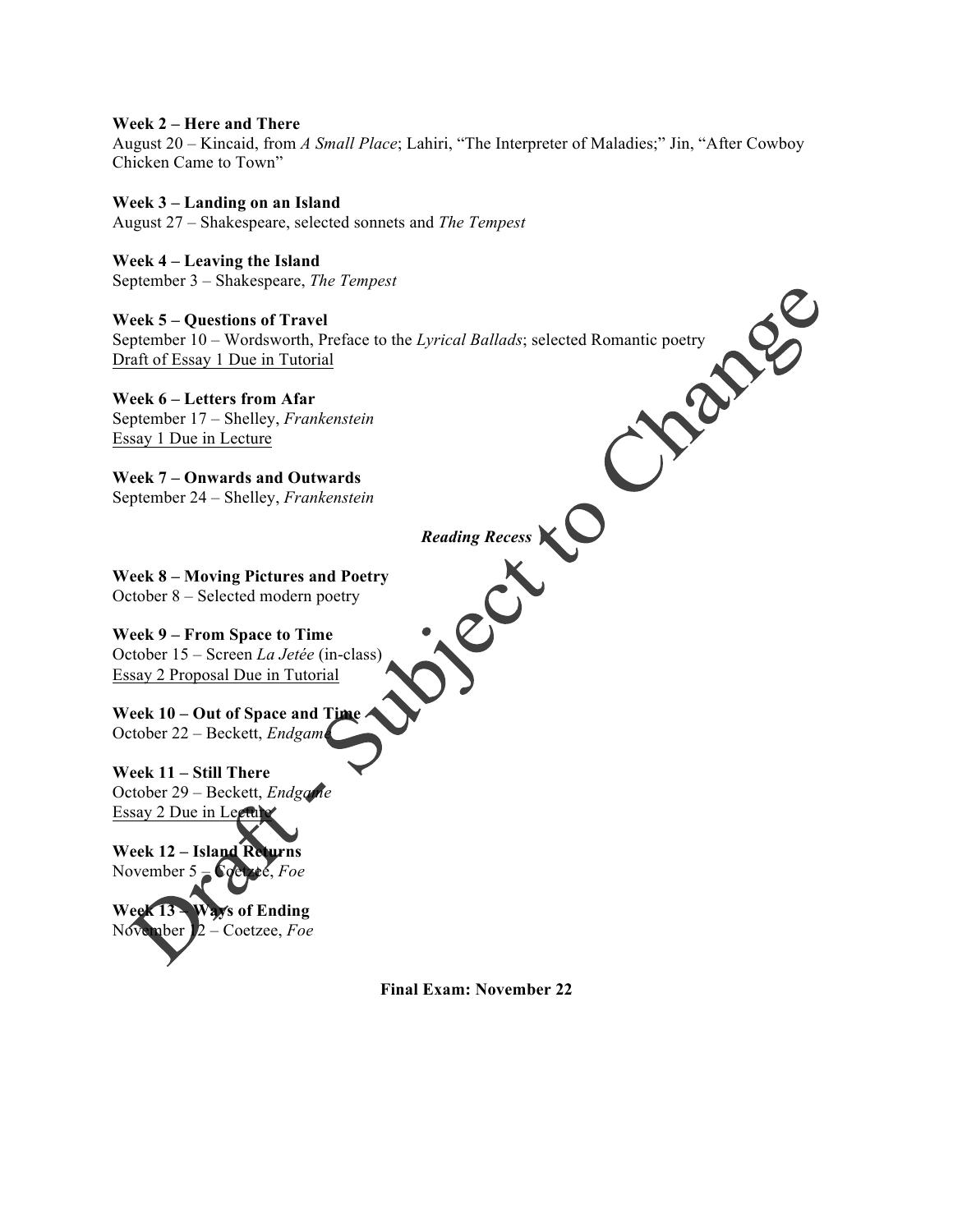**Week 2 – Here and There**
August 20 – Kincaid, from *A Small Place*; Lahiri, "The Interpreter of Maladies;" Jin, "After Cowboy Chicken Came to Town"

**Week 3 – Landing on an Island**
August 27 – Shakespeare, selected sonnets and *The Tempest*

**Week 4 – Leaving the Island**
September 3 – Shakespeare, *The Tempest*

**Week 5 – Questions of Travel**
September 10 – Wordsworth, Preface to the *Lyrical Ballads*; selected Romantic poetry
<u>Draft of Essay 1 Due in Tutorial</u>

**Week 6 – Letters from Afar**
September 17 – Shelley, *Frankenstein*
<u>Essay 1 Due in Lecture</u>

**Week 7 – Onwards and Outwards**
September 24 – Shelley, *Frankenstein*

***Reading Recess***

**Week 8 – Moving Pictures and Poetry**
October 8 – Selected modern poetry

**Week 9 – From Space to Time**
October 15 – Screen *La Jetée* (in-class)
<u>Essay 2 Proposal Due in Tutorial</u>

**Week 10 – Out of Space and Time**
October 22 – Beckett, *Endgame*

**Week 11 – Still There**
October 29 – Beckett, *Endgame*
<u>Essay 2 Due in Lecture</u>

**Week 12 – Island Returns**
November 5 – Coetzee, *Foe*

**Week 13 – Ways of Ending**
November 12 – Coetzee, *Foe*

**Final Exam: November 22**

Draft - Subject to Change